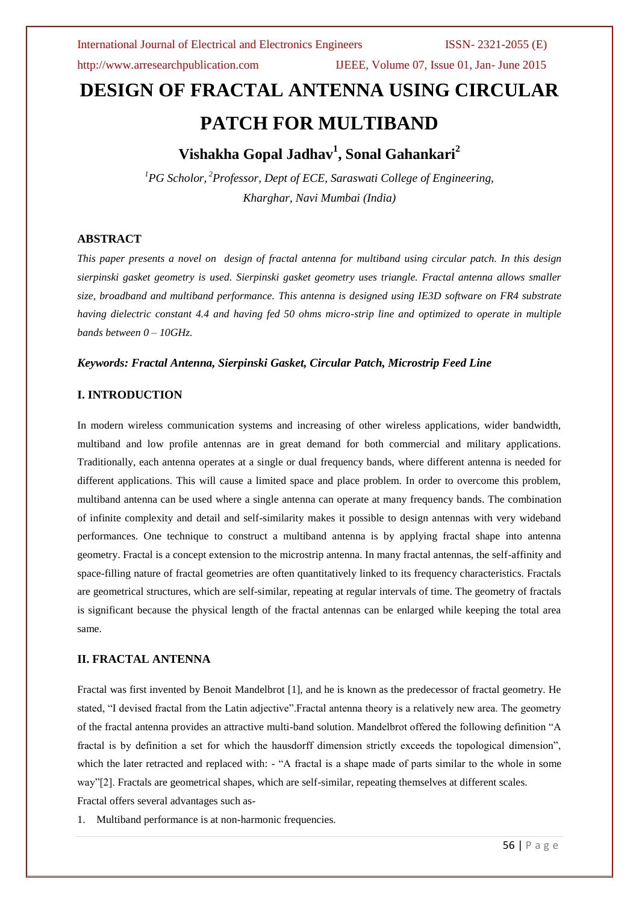# DESIGN OF FRACTAL ANTENNA USING CIRCULAR PATCH FOR MULTIBAND

**Vishakha Gopal Jadhav[1], Sonal Gahankari[2]**

*[1]PG Scholor, [2]Professor, Dept of ECE, Saraswati College of Engineering, Kharghar, Navi Mumbai (India)*

## ABSTRACT

*This paper presents a novel on design of fractal antenna for multiband using circular patch. In this design sierpinski gasket geometry is used. Sierpinski gasket geometry uses triangle. Fractal antenna allows smaller size, broadband and multiband performance. This antenna is designed using IE3D software on FR4 substrate having dielectric constant 4.4 and having fed 50 ohms micro-strip line and optimized to operate in multiple bands between 0 – 10GHz.*

***Keywords: Fractal Antenna, Sierpinski Gasket, Circular Patch, Microstrip Feed Line***

## I. INTRODUCTION

In modern wireless communication systems and increasing of other wireless applications, wider bandwidth, multiband and low profile antennas are in great demand for both commercial and military applications. Traditionally, each antenna operates at a single or dual frequency bands, where different antenna is needed for different applications. This will cause a limited space and place problem. In order to overcome this problem, multiband antenna can be used where a single antenna can operate at many frequency bands. The combination of infinite complexity and detail and self-similarity makes it possible to design antennas with very wideband performances. One technique to construct a multiband antenna is by applying fractal shape into antenna geometry. Fractal is a concept extension to the microstrip antenna. In many fractal antennas, the self-affinity and space-filling nature of fractal geometries are often quantitatively linked to its frequency characteristics. Fractals are geometrical structures, which are self-similar, repeating at regular intervals of time. The geometry of fractals is significant because the physical length of the fractal antennas can be enlarged while keeping the total area same.

## II. FRACTAL ANTENNA

Fractal was first invented by Benoit Mandelbrot [1], and he is known as the predecessor of fractal geometry. He stated, "I devised fractal from the Latin adjective".Fractal antenna theory is a relatively new area. The geometry of the fractal antenna provides an attractive multi-band solution. Mandelbrot offered the following definition "A fractal is by definition a set for which the hausdorff dimension strictly exceeds the topological dimension", which the later retracted and replaced with: - "A fractal is a shape made of parts similar to the whole in some way"[2]. Fractals are geometrical shapes, which are self-similar, repeating themselves at different scales.

Fractal offers several advantages such as-

1. Multiband performance is at non-harmonic frequencies.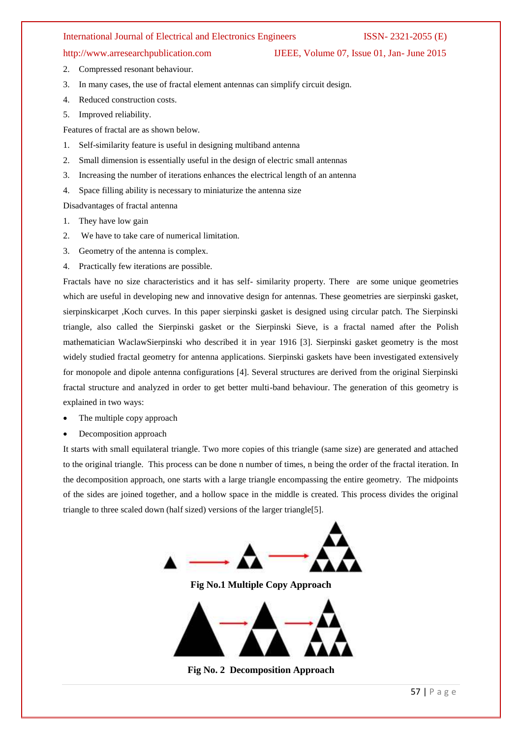2. Compressed resonant behaviour.
3. In many cases, the use of fractal element antennas can simplify circuit design.
4. Reduced construction costs.
5. Improved reliability.

Features of fractal are as shown below.

1. Self-similarity feature is useful in designing multiband antenna
2. Small dimension is essentially useful in the design of electric small antennas
3. Increasing the number of iterations enhances the electrical length of an antenna
4. Space filling ability is necessary to miniaturize the antenna size

Disadvantages of fractal antenna

1. They have low gain
2. We have to take care of numerical limitation.
3. Geometry of the antenna is complex.
4. Practically few iterations are possible.

Fractals have no size characteristics and it has self- similarity property. There are some unique geometries which are useful in developing new and innovative design for antennas. These geometries are sierpinski gasket, sierpinskicarpet ,Koch curves. In this paper sierpinski gasket is designed using circular patch. The Sierpinski triangle, also called the Sierpinski gasket or the Sierpinski Sieve, is a fractal named after the Polish mathematician WaclawSierpinski who described it in year 1916 [3]. Sierpinski gasket geometry is the most widely studied fractal geometry for antenna applications. Sierpinski gaskets have been investigated extensively for monopole and dipole antenna configurations [4]. Several structures are derived from the original Sierpinski fractal structure and analyzed in order to get better multi-band behaviour. The generation of this geometry is explained in two ways:

- The multiple copy approach
- Decomposition approach

It starts with small equilateral triangle. Two more copies of this triangle (same size) are generated and attached to the original triangle. This process can be done n number of times, n being the order of the fractal iteration. In the decomposition approach, one starts with a large triangle encompassing the entire geometry. The midpoints of the sides are joined together, and a hollow space in the middle is created. This process divides the original triangle to three scaled down (half sized) versions of the larger triangle[5].

**Fig No.1 Multiple Copy Approach**

**Fig No. 2 Decomposition Approach**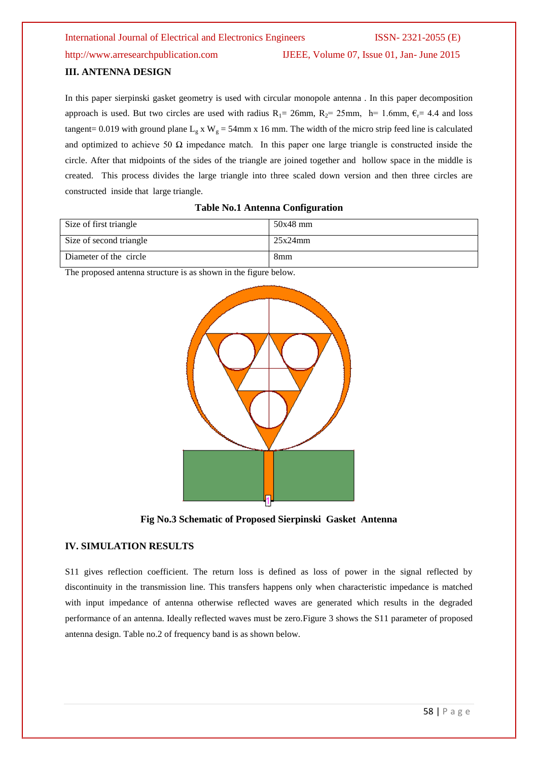### III. ANTENNA DESIGN

In this paper sierpinski gasket geometry is used with circular monopole antenna . In this paper decomposition approach is used. But two circles are used with radius $R_1$= 26mm, $R_2$= 25mm, h= 1.6mm, $\epsilon_r$= 4.4 and loss tangent= 0.019 with ground plane $L_g$ x $W_g$ = 54mm x 16 mm. The width of the micro strip feed line is calculated and optimized to achieve 50 Ω impedance match. In this paper one large triangle is constructed inside the circle. After that midpoints of the sides of the triangle are joined together and hollow space in the middle is created. This process divides the large triangle into three scaled down version and then three circles are constructed inside that large triangle.

**Table No.1 Antenna Configuration**

| | |
|---|---|
| Size of first triangle | 50x48 mm |
| Size of second triangle | 25x24mm |
| Diameter of the circle | 8mm |

The proposed antenna structure is as shown in the figure below.

**Fig No.3 Schematic of Proposed Sierpinski Gasket Antenna**

### IV. SIMULATION RESULTS

S11 gives reflection coefficient. The return loss is defined as loss of power in the signal reflected by discontinuity in the transmission line. This transfers happens only when characteristic impedance is matched with input impedance of antenna otherwise reflected waves are generated which results in the degraded performance of an antenna. Ideally reflected waves must be zero.Figure 3 shows the S11 parameter of proposed antenna design. Table no.2 of frequency band is as shown below.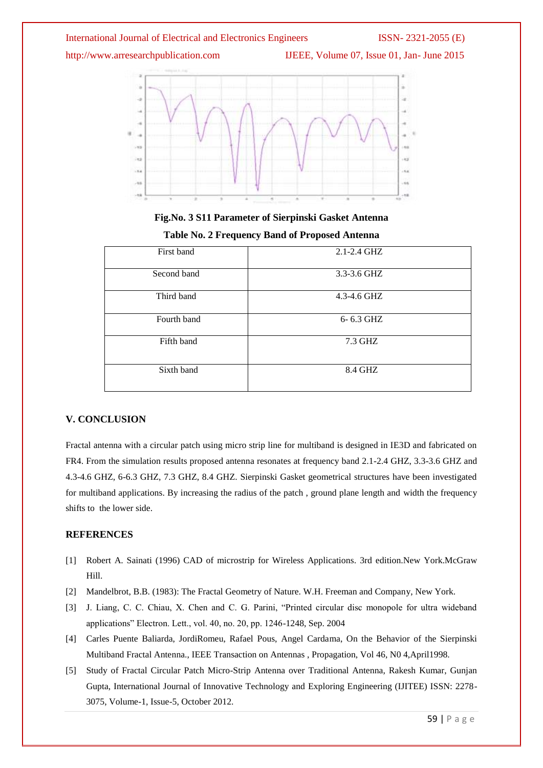**Fig.No. 3 S11 Parameter of Sierpinski Gasket Antenna**

**Table No. 2 Frequency Band of Proposed Antenna**

| | |
|---|---|
| First band | 2.1-2.4 GHZ |
| Second band | 3.3-3.6 GHZ |
| Third band | 4.3-4.6 GHZ |
| Fourth band | 6- 6.3 GHZ |
| Fifth band | 7.3 GHZ |
| Sixth band | 8.4 GHZ |

## V. CONCLUSION

Fractal antenna with a circular patch using micro strip line for multiband is designed in IE3D and fabricated on FR4. From the simulation results proposed antenna resonates at frequency band 2.1-2.4 GHZ, 3.3-3.6 GHZ and 4.3-4.6 GHZ, 6-6.3 GHZ, 7.3 GHZ, 8.4 GHZ. Sierpinski Gasket geometrical structures have been investigated for multiband applications. By increasing the radius of the patch , ground plane length and width the frequency shifts to the lower side.

## REFERENCES

[1] Robert A. Sainati (1996) CAD of microstrip for Wireless Applications. 3rd edition.New York.McGraw Hill.

[2] Mandelbrot, B.B. (1983): The Fractal Geometry of Nature. W.H. Freeman and Company, New York.

[3] J. Liang, C. C. Chiau, X. Chen and C. G. Parini, "Printed circular disc monopole for ultra wideband applications" Electron. Lett., vol. 40, no. 20, pp. 1246-1248, Sep. 2004

[4] Carles Puente Baliarda, JordiRomeu, Rafael Pous, Angel Cardama, On the Behavior of the Sierpinski Multiband Fractal Antenna., IEEE Transaction on Antennas , Propagation, Vol 46, N0 4,April1998.

[5] Study of Fractal Circular Patch Micro-Strip Antenna over Traditional Antenna, Rakesh Kumar, Gunjan Gupta, International Journal of Innovative Technology and Exploring Engineering (IJITEE) ISSN: 2278-3075, Volume-1, Issue-5, October 2012.